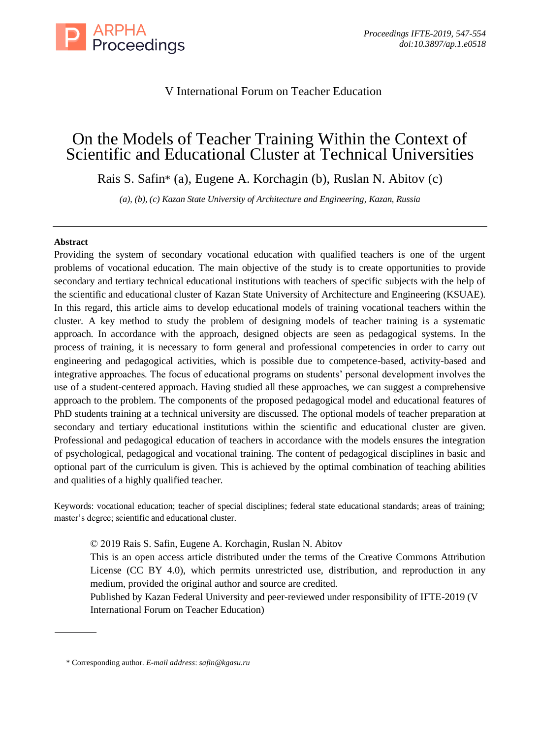V International Forum on Teacher Education

# On the Models of Teacher Training Within the Context of Scientific and Educational Cluster at Technical Universities

Rais S. Safin* (a), Eugene A. Korchagin (b), Ruslan N. Abitov (c)

*(a), (b), (c) Kazan State University of Architecture and Engineering, Kazan, Russia*

---

**Abstract**

Providing the system of secondary vocational education with qualified teachers is one of the urgent problems of vocational education. The main objective of the study is to create opportunities to provide secondary and tertiary technical educational institutions with teachers of specific subjects with the help of the scientific and educational cluster of Kazan State University of Architecture and Engineering (KSUAE). In this regard, this article aims to develop educational models of training vocational teachers within the cluster. A key method to study the problem of designing models of teacher training is a systematic approach. In accordance with the approach, designed objects are seen as pedagogical systems. In the process of training, it is necessary to form general and professional competencies in order to carry out engineering and pedagogical activities, which is possible due to competence-based, activity-based and integrative approaches. The focus of educational programs on students' personal development involves the use of a student-centered approach. Having studied all these approaches, we can suggest a comprehensive approach to the problem. The components of the proposed pedagogical model and educational features of PhD students training at a technical university are discussed. The optional models of teacher preparation at secondary and tertiary educational institutions within the scientific and educational cluster are given. Professional and pedagogical education of teachers in accordance with the models ensures the integration of psychological, pedagogical and vocational training. The content of pedagogical disciplines in basic and optional part of the curriculum is given. This is achieved by the optimal combination of teaching abilities and qualities of a highly qualified teacher.

Keywords: vocational education; teacher of special disciplines; federal state educational standards; areas of training; master's degree; scientific and educational cluster.

© 2019 Rais S. Safin, Eugene A. Korchagin, Ruslan N. Abitov
This is an open access article distributed under the terms of the Creative Commons Attribution License (CC BY 4.0), which permits unrestricted use, distribution, and reproduction in any medium, provided the original author and source are credited.
Published by Kazan Federal University and peer-reviewed under responsibility of IFTE-2019 (V International Forum on Teacher Education)

---

\* Corresponding author. *E-mail address*: *safin@kgasu.ru*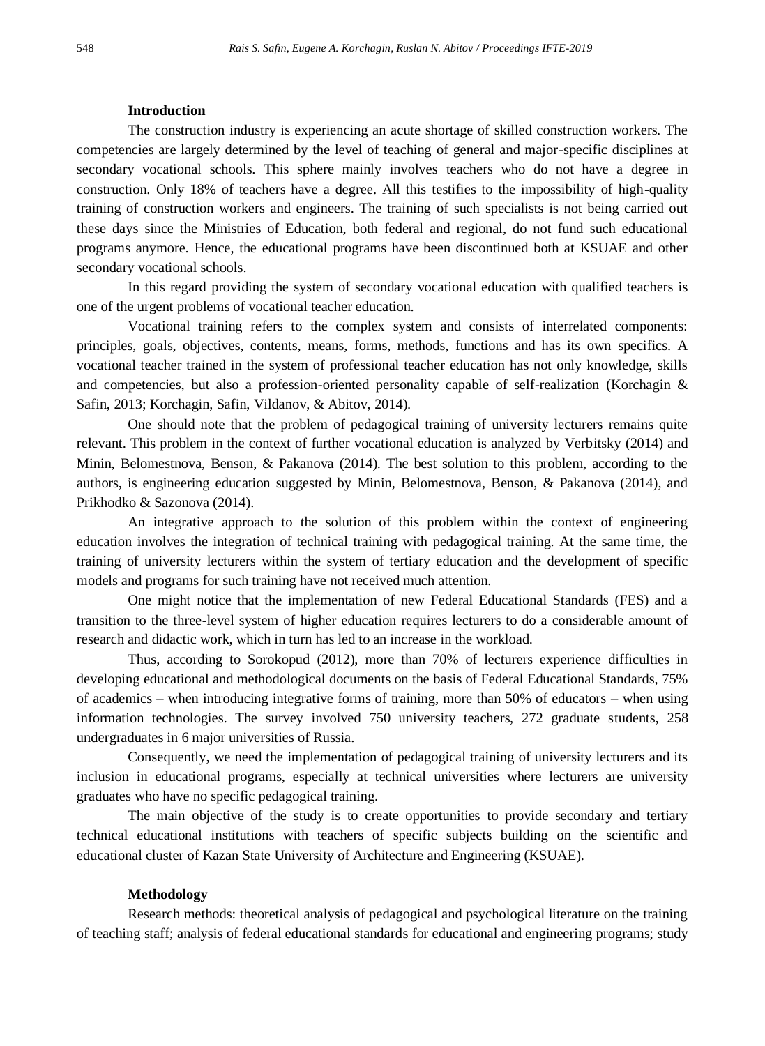**Introduction**

The construction industry is experiencing an acute shortage of skilled construction workers. The competencies are largely determined by the level of teaching of general and major-specific disciplines at secondary vocational schools. This sphere mainly involves teachers who do not have a degree in construction. Only 18% of teachers have a degree. All this testifies to the impossibility of high-quality training of construction workers and engineers. The training of such specialists is not being carried out these days since the Ministries of Education, both federal and regional, do not fund such educational programs anymore. Hence, the educational programs have been discontinued both at KSUAE and other secondary vocational schools.

In this regard providing the system of secondary vocational education with qualified teachers is one of the urgent problems of vocational teacher education.

Vocational training refers to the complex system and consists of interrelated components: principles, goals, objectives, contents, means, forms, methods, functions and has its own specifics. A vocational teacher trained in the system of professional teacher education has not only knowledge, skills and competencies, but also a profession-oriented personality capable of self-realization (Korchagin & Safin, 2013; Korchagin, Safin, Vildanov, & Abitov, 2014).

One should note that the problem of pedagogical training of university lecturers remains quite relevant. This problem in the context of further vocational education is analyzed by Verbitsky (2014) and Minin, Belomestnova, Benson, & Pakanova (2014). The best solution to this problem, according to the authors, is engineering education suggested by Minin, Belomestnova, Benson, & Pakanova (2014), and Prikhodko & Sazonova (2014).

An integrative approach to the solution of this problem within the context of engineering education involves the integration of technical training with pedagogical training. At the same time, the training of university lecturers within the system of tertiary education and the development of specific models and programs for such training have not received much attention.

One might notice that the implementation of new Federal Educational Standards (FES) and a transition to the three-level system of higher education requires lecturers to do a considerable amount of research and didactic work, which in turn has led to an increase in the workload.

Thus, according to Sorokopud (2012), more than 70% of lecturers experience difficulties in developing educational and methodological documents on the basis of Federal Educational Standards, 75% of academics – when introducing integrative forms of training, more than 50% of educators – when using information technologies. The survey involved 750 university teachers, 272 graduate students, 258 undergraduates in 6 major universities of Russia.

Consequently, we need the implementation of pedagogical training of university lecturers and its inclusion in educational programs, especially at technical universities where lecturers are university graduates who have no specific pedagogical training.

The main objective of the study is to create opportunities to provide secondary and tertiary technical educational institutions with teachers of specific subjects building on the scientific and educational cluster of Kazan State University of Architecture and Engineering (KSUAE).

**Methodology**

Research methods: theoretical analysis of pedagogical and psychological literature on the training of teaching staff; analysis of federal educational standards for educational and engineering programs; study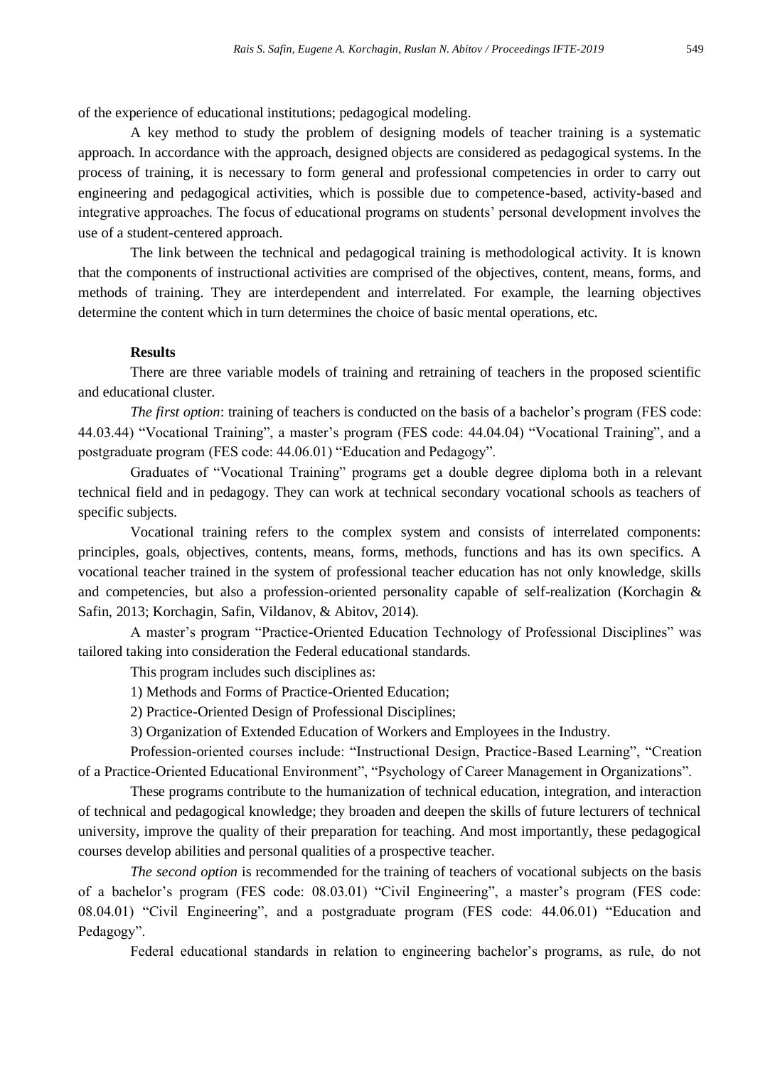of the experience of educational institutions; pedagogical modeling.

A key method to study the problem of designing models of teacher training is a systematic approach. In accordance with the approach, designed objects are considered as pedagogical systems. In the process of training, it is necessary to form general and professional competencies in order to carry out engineering and pedagogical activities, which is possible due to competence-based, activity-based and integrative approaches. The focus of educational programs on students' personal development involves the use of a student-centered approach.

The link between the technical and pedagogical training is methodological activity. It is known that the components of instructional activities are comprised of the objectives, content, means, forms, and methods of training. They are interdependent and interrelated. For example, the learning objectives determine the content which in turn determines the choice of basic mental operations, etc.

**Results**

There are three variable models of training and retraining of teachers in the proposed scientific and educational cluster.

*The first option*: training of teachers is conducted on the basis of a bachelor's program (FES code: 44.03.44) "Vocational Training", a master's program (FES code: 44.04.04) "Vocational Training", and a postgraduate program (FES code: 44.06.01) "Education and Pedagogy".

Graduates of "Vocational Training" programs get a double degree diploma both in a relevant technical field and in pedagogy. They can work at technical secondary vocational schools as teachers of specific subjects.

Vocational training refers to the complex system and consists of interrelated components: principles, goals, objectives, contents, means, forms, methods, functions and has its own specifics. A vocational teacher trained in the system of professional teacher education has not only knowledge, skills and competencies, but also a profession-oriented personality capable of self-realization (Korchagin & Safin, 2013; Korchagin, Safin, Vildanov, & Abitov, 2014).

A master's program "Practice-Oriented Education Technology of Professional Disciplines" was tailored taking into consideration the Federal educational standards.

This program includes such disciplines as:

1) Methods and Forms of Practice-Oriented Education;

2) Practice-Oriented Design of Professional Disciplines;

3) Organization of Extended Education of Workers and Employees in the Industry.

Profession-oriented courses include: "Instructional Design, Practice-Based Learning", "Creation of a Practice-Oriented Educational Environment", "Psychology of Career Management in Organizations".

These programs contribute to the humanization of technical education, integration, and interaction of technical and pedagogical knowledge; they broaden and deepen the skills of future lecturers of technical university, improve the quality of their preparation for teaching. And most importantly, these pedagogical courses develop abilities and personal qualities of a prospective teacher.

*The second option* is recommended for the training of teachers of vocational subjects on the basis of a bachelor's program (FES code: 08.03.01) "Civil Engineering", a master's program (FES code: 08.04.01) "Civil Engineering", and a postgraduate program (FES code: 44.06.01) "Education and Pedagogy".

Federal educational standards in relation to engineering bachelor's programs, as rule, do not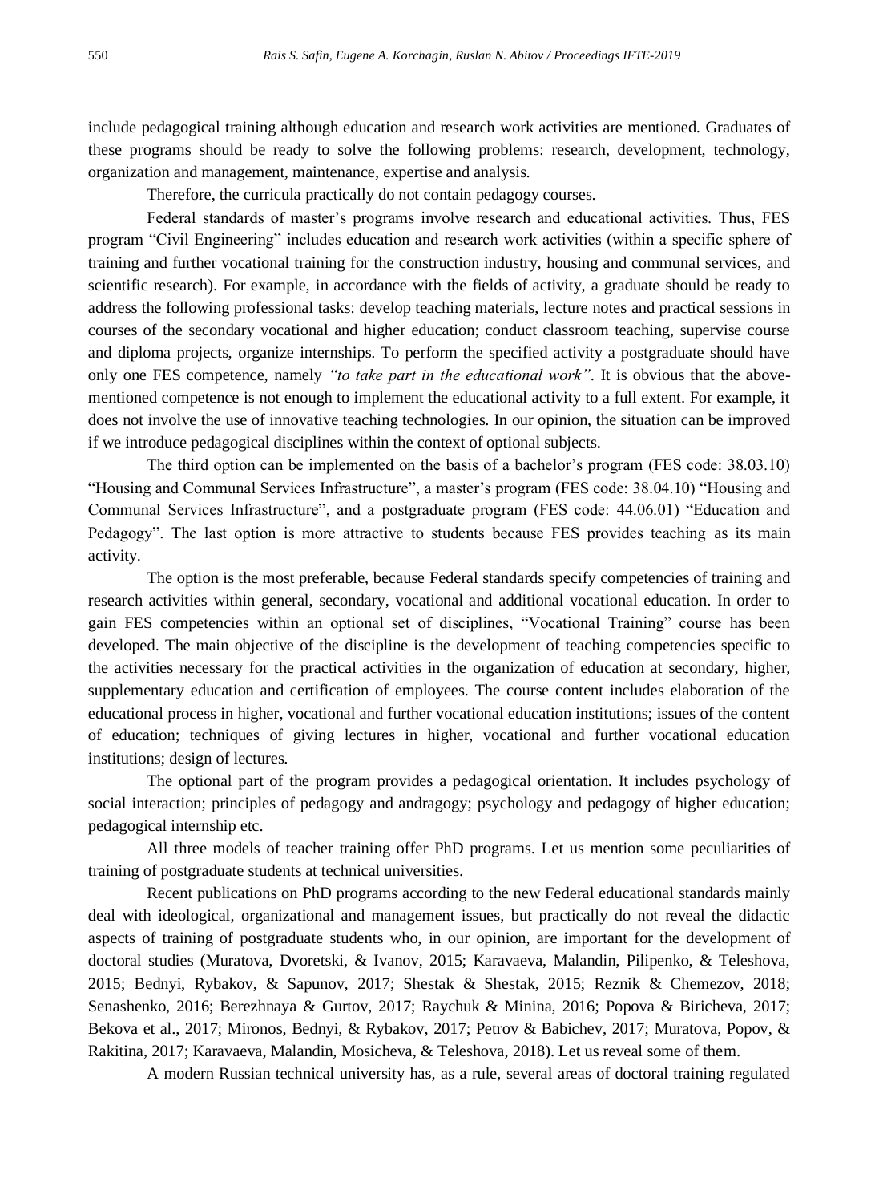include pedagogical training although education and research work activities are mentioned. Graduates of these programs should be ready to solve the following problems: research, development, technology, organization and management, maintenance, expertise and analysis.

Therefore, the curricula practically do not contain pedagogy courses.

Federal standards of master's programs involve research and educational activities. Thus, FES program "Civil Engineering" includes education and research work activities (within a specific sphere of training and further vocational training for the construction industry, housing and communal services, and scientific research). For example, in accordance with the fields of activity, a graduate should be ready to address the following professional tasks: develop teaching materials, lecture notes and practical sessions in courses of the secondary vocational and higher education; conduct classroom teaching, supervise course and diploma projects, organize internships. To perform the specified activity a postgraduate should have only one FES competence, namely *"to take part in the educational work"*. It is obvious that the above-mentioned competence is not enough to implement the educational activity to a full extent. For example, it does not involve the use of innovative teaching technologies. In our opinion, the situation can be improved if we introduce pedagogical disciplines within the context of optional subjects.

The third option can be implemented on the basis of a bachelor's program (FES code: 38.03.10) "Housing and Communal Services Infrastructure", a master's program (FES code: 38.04.10) "Housing and Communal Services Infrastructure", and a postgraduate program (FES code: 44.06.01) "Education and Pedagogy". The last option is more attractive to students because FES provides teaching as its main activity.

The option is the most preferable, because Federal standards specify competencies of training and research activities within general, secondary, vocational and additional vocational education. In order to gain FES competencies within an optional set of disciplines, "Vocational Training" course has been developed. The main objective of the discipline is the development of teaching competencies specific to the activities necessary for the practical activities in the organization of education at secondary, higher, supplementary education and certification of employees. The course content includes elaboration of the educational process in higher, vocational and further vocational education institutions; issues of the content of education; techniques of giving lectures in higher, vocational and further vocational education institutions; design of lectures.

The optional part of the program provides a pedagogical orientation. It includes psychology of social interaction; principles of pedagogy and andragogy; psychology and pedagogy of higher education; pedagogical internship etc.

All three models of teacher training offer PhD programs. Let us mention some peculiarities of training of postgraduate students at technical universities.

Recent publications on PhD programs according to the new Federal educational standards mainly deal with ideological, organizational and management issues, but practically do not reveal the didactic aspects of training of postgraduate students who, in our opinion, are important for the development of doctoral studies (Muratova, Dvoretski, & Ivanov, 2015; Karavaeva, Malandin, Pilipenko, & Teleshova, 2015; Bednyi, Rybakov, & Sapunov, 2017; Shestak & Shestak, 2015; Reznik & Chemezov, 2018; Senashenko, 2016; Berezhnaya & Gurtov, 2017; Raychuk & Minina, 2016; Popova & Biricheva, 2017; Bekova et al., 2017; Mironos, Bednyi, & Rybakov, 2017; Petrov & Babichev, 2017; Muratova, Popov, & Rakitina, 2017; Karavaeva, Malandin, Mosicheva, & Teleshova, 2018). Let us reveal some of them.

A modern Russian technical university has, as a rule, several areas of doctoral training regulated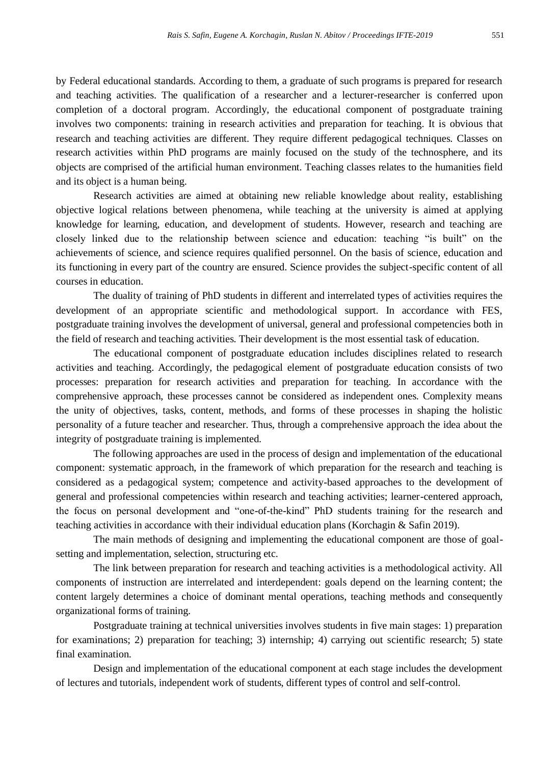by Federal educational standards. According to them, a graduate of such programs is prepared for research and teaching activities. The qualification of a researcher and a lecturer-researcher is conferred upon completion of a doctoral program. Accordingly, the educational component of postgraduate training involves two components: training in research activities and preparation for teaching. It is obvious that research and teaching activities are different. They require different pedagogical techniques. Classes on research activities within PhD programs are mainly focused on the study of the technosphere, and its objects are comprised of the artificial human environment. Teaching classes relates to the humanities field and its object is a human being.

Research activities are aimed at obtaining new reliable knowledge about reality, establishing objective logical relations between phenomena, while teaching at the university is aimed at applying knowledge for learning, education, and development of students. However, research and teaching are closely linked due to the relationship between science and education: teaching "is built" on the achievements of science, and science requires qualified personnel. On the basis of science, education and its functioning in every part of the country are ensured. Science provides the subject-specific content of all courses in education.

The duality of training of PhD students in different and interrelated types of activities requires the development of an appropriate scientific and methodological support. In accordance with FES, postgraduate training involves the development of universal, general and professional competencies both in the field of research and teaching activities. Their development is the most essential task of education.

The educational component of postgraduate education includes disciplines related to research activities and teaching. Accordingly, the pedagogical element of postgraduate education consists of two processes: preparation for research activities and preparation for teaching. In accordance with the comprehensive approach, these processes cannot be considered as independent ones. Complexity means the unity of objectives, tasks, content, methods, and forms of these processes in shaping the holistic personality of a future teacher and researcher. Thus, through a comprehensive approach the idea about the integrity of postgraduate training is implemented.

The following approaches are used in the process of design and implementation of the educational component: systematic approach, in the framework of which preparation for the research and teaching is considered as a pedagogical system; competence and activity-based approaches to the development of general and professional competencies within research and teaching activities; learner-centered approach, the focus on personal development and "one-of-the-kind" PhD students training for the research and teaching activities in accordance with their individual education plans (Korchagin & Safin 2019).

The main methods of designing and implementing the educational component are those of goal-setting and implementation, selection, structuring etc.

The link between preparation for research and teaching activities is a methodological activity. All components of instruction are interrelated and interdependent: goals depend on the learning content; the content largely determines a choice of dominant mental operations, teaching methods and consequently organizational forms of training.

Postgraduate training at technical universities involves students in five main stages: 1) preparation for examinations; 2) preparation for teaching; 3) internship; 4) carrying out scientific research; 5) state final examination.

Design and implementation of the educational component at each stage includes the development of lectures and tutorials, independent work of students, different types of control and self-control.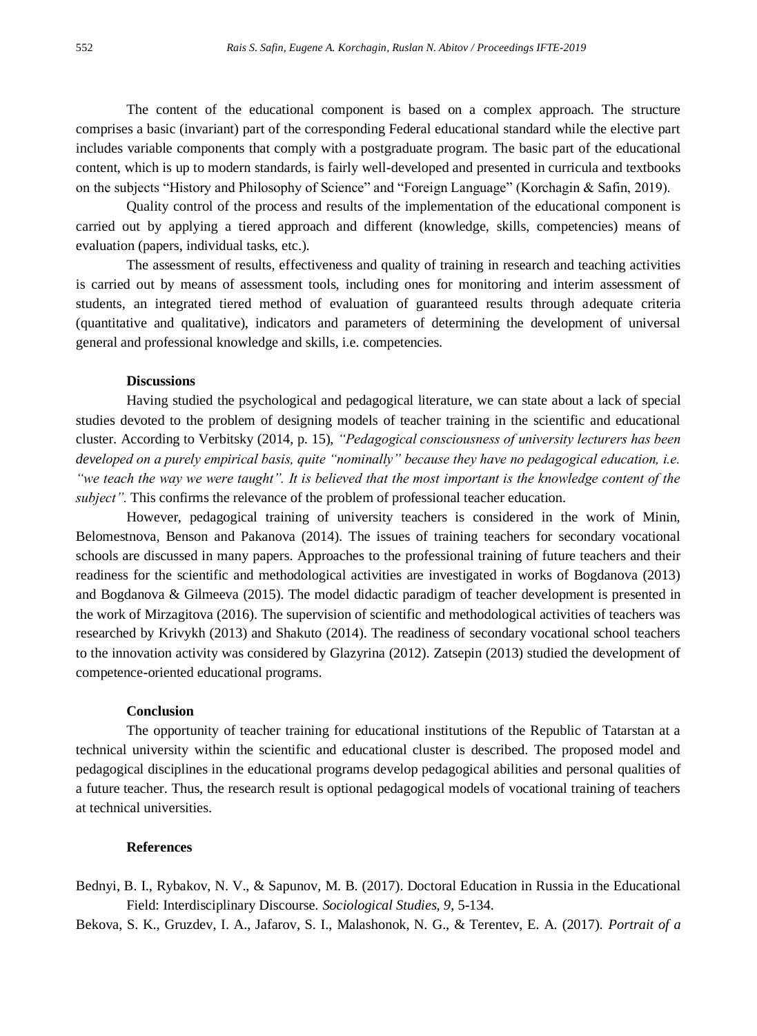The content of the educational component is based on a complex approach. The structure comprises a basic (invariant) part of the corresponding Federal educational standard while the elective part includes variable components that comply with a postgraduate program. The basic part of the educational content, which is up to modern standards, is fairly well-developed and presented in curricula and textbooks on the subjects "History and Philosophy of Science" and "Foreign Language" (Korchagin & Safin, 2019).

Quality control of the process and results of the implementation of the educational component is carried out by applying a tiered approach and different (knowledge, skills, competencies) means of evaluation (papers, individual tasks, etc.).

The assessment of results, effectiveness and quality of training in research and teaching activities is carried out by means of assessment tools, including ones for monitoring and interim assessment of students, an integrated tiered method of evaluation of guaranteed results through adequate criteria (quantitative and qualitative), indicators and parameters of determining the development of universal general and professional knowledge and skills, i.e. competencies.

## Discussions

Having studied the psychological and pedagogical literature, we can state about a lack of special studies devoted to the problem of designing models of teacher training in the scientific and educational cluster. According to Verbitsky (2014, p. 15), *"Pedagogical consciousness of university lecturers has been developed on a purely empirical basis, quite "nominally" because they have no pedagogical education, i.e. "we teach the way we were taught". It is believed that the most important is the knowledge content of the subject".* This confirms the relevance of the problem of professional teacher education.

However, pedagogical training of university teachers is considered in the work of Minin, Belomestnova, Benson and Pakanova (2014). The issues of training teachers for secondary vocational schools are discussed in many papers. Approaches to the professional training of future teachers and their readiness for the scientific and methodological activities are investigated in works of Bogdanova (2013) and Bogdanova & Gilmeeva (2015). The model didactic paradigm of teacher development is presented in the work of Mirzagitova (2016). The supervision of scientific and methodological activities of teachers was researched by Krivykh (2013) and Shakuto (2014). The readiness of secondary vocational school teachers to the innovation activity was considered by Glazyrina (2012). Zatsepin (2013) studied the development of competence-oriented educational programs.

## Conclusion

The opportunity of teacher training for educational institutions of the Republic of Tatarstan at a technical university within the scientific and educational cluster is described. The proposed model and pedagogical disciplines in the educational programs develop pedagogical abilities and personal qualities of a future teacher. Thus, the research result is optional pedagogical models of vocational training of teachers at technical universities.

## References

Bednyi, B. I., Rybakov, N. V., & Sapunov, M. B. (2017). Doctoral Education in Russia in the Educational Field: Interdisciplinary Discourse. *Sociological Studies, 9*, 5-134.

Bekova, S. K., Gruzdev, I. A., Jafarov, S. I., Malashonok, N. G., & Terentev, E. A. (2017). *Portrait of a*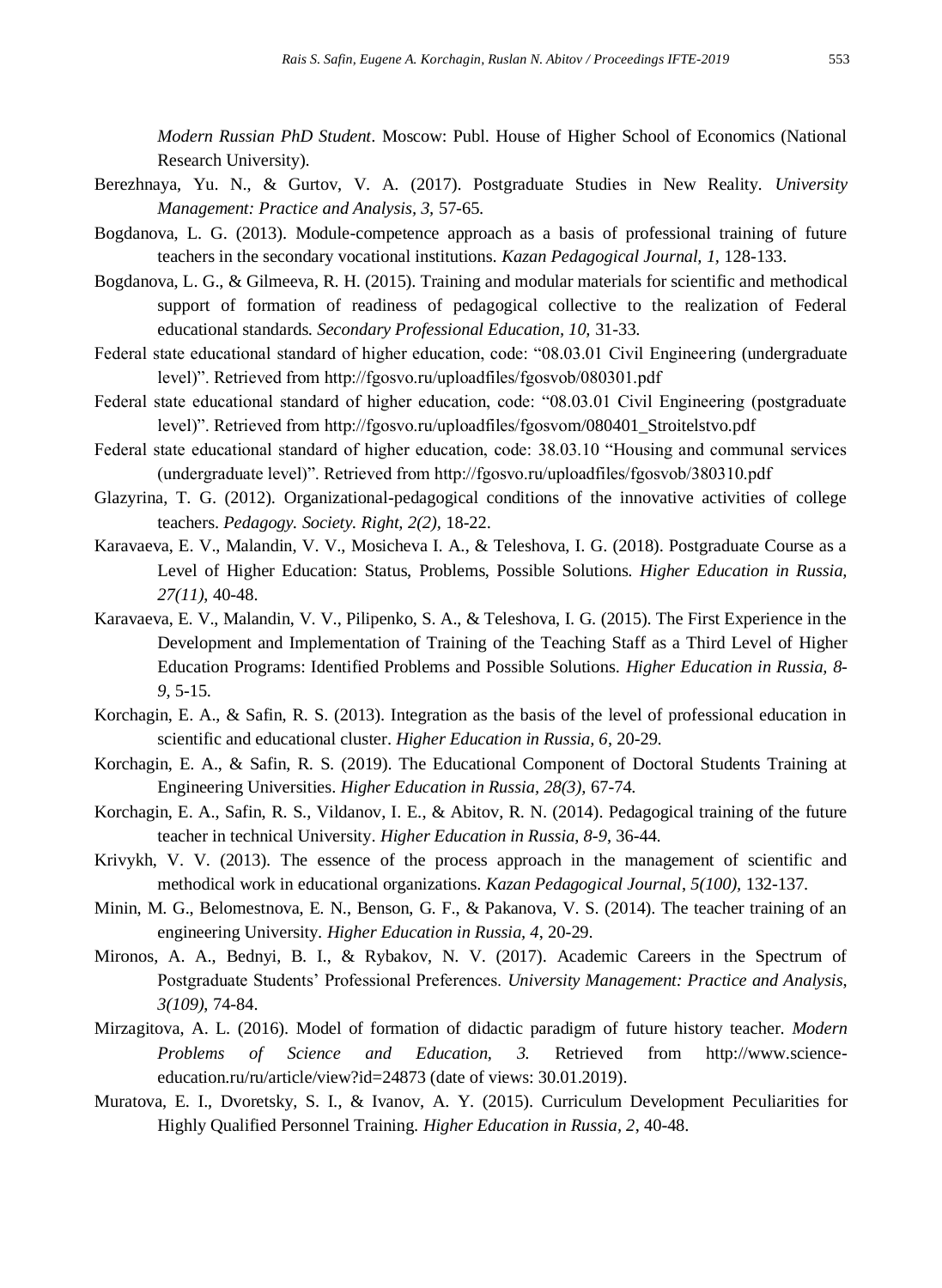*Modern Russian PhD Student*. Moscow: Publ. House of Higher School of Economics (National Research University).

Berezhnaya, Yu. N., & Gurtov, V. A. (2017). Postgraduate Studies in New Reality. *University Management: Practice and Analysis, 3*, 57-65.

Bogdanova, L. G. (2013). Module-competence approach as a basis of professional training of future teachers in the secondary vocational institutions. *Kazan Pedagogical Journal, 1,* 128-133.

Bogdanova, L. G., & Gilmeeva, R. H. (2015). Training and modular materials for scientific and methodical support of formation of readiness of pedagogical collective to the realization of Federal educational standards. *Secondary Professional Education, 10,* 31-33.

Federal state educational standard of higher education, code: "08.03.01 Civil Engineering (undergraduate level)". Retrieved from http://fgosvo.ru/uploadfiles/fgosvob/080301.pdf

Federal state educational standard of higher education, code: "08.03.01 Civil Engineering (postgraduate level)". Retrieved from http://fgosvo.ru/uploadfiles/fgosvom/080401_Stroitelstvo.pdf

Federal state educational standard of higher education, code: 38.03.10 "Housing and communal services (undergraduate level)". Retrieved from http://fgosvo.ru/uploadfiles/fgosvob/380310.pdf

Glazyrina, T. G. (2012). Organizational-pedagogical conditions of the innovative activities of college teachers. *Pedagogy. Society. Right, 2(2),* 18-22.

Karavaeva, E. V., Malandin, V. V., Mosicheva I. A., & Teleshova, I. G. (2018). Postgraduate Course as a Level of Higher Education: Status, Problems, Possible Solutions. *Higher Education in Russia, 27(11)*, 40-48.

Karavaeva, E. V., Malandin, V. V., Pilipenko, S. A., & Teleshova, I. G. (2015). The First Experience in the Development and Implementation of Training of the Teaching Staff as a Third Level of Higher Education Programs: Identified Problems and Possible Solutions. *Higher Education in Russia, 8-9,* 5-15.

Korchagin, E. A., & Safin, R. S. (2013). Integration as the basis of the level of professional education in scientific and educational cluster. *Higher Education in Russia, 6*, 20-29.

Korchagin, E. A., & Safin, R. S. (2019). The Educational Component of Doctoral Students Training at Engineering Universities. *Higher Education in Russia, 28(3),* 67-74.

Korchagin, E. A., Safin, R. S., Vildanov, I. E., & Abitov, R. N. (2014). Pedagogical training of the future teacher in technical University. *Higher Education in Russia, 8-9*, 36-44.

Krivykh, V. V. (2013). The essence of the process approach in the management of scientific and methodical work in educational organizations. *Kazan Pedagogical Journal*, *5(100),* 132-137.

Minin, M. G., Belomestnova, E. N., Benson, G. F., & Pakanova, V. S. (2014). The teacher training of an engineering University. *Higher Education in Russia, 4*, 20-29.

Mironos, A. A., Bednyi, B. I., & Rybakov, N. V. (2017). Academic Careers in the Spectrum of Postgraduate Students' Professional Preferences. *University Management: Practice and Analysis*, *3(109)*, 74-84.

Mirzagitova, A. L. (2016). Model of formation of didactic paradigm of future history teacher. *Modern Problems of Science and Education*, *3.* Retrieved from http://www.science-education.ru/ru/article/view?id=24873 (date of views: 30.01.2019).

Muratova, E. I., Dvoretsky, S. I., & Ivanov, A. Y. (2015). Curriculum Development Peculiarities for Highly Qualified Personnel Training. *Higher Education in Russia, 2*, 40-48.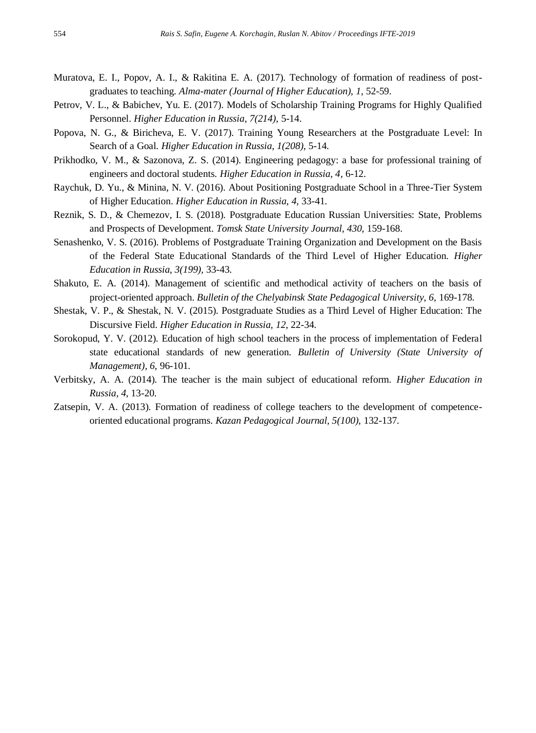Muratova, E. I., Popov, A. I., & Rakitina E. A. (2017). Technology of formation of readiness of post-graduates to teaching. *Alma-mater (Journal of Higher Education), 1*, 52-59.

Petrov, V. L., & Babichev, Yu. E. (2017). Models of Scholarship Training Programs for Highly Qualified Personnel. *Higher Education in Russia, 7(214),* 5-14.

Popova, N. G., & Biricheva, E. V. (2017). Training Young Researchers at the Postgraduate Level: In Search of a Goal. *Higher Education in Russia, 1(208),* 5-14.

Prikhodko, V. M., & Sazonova, Z. S. (2014). Engineering pedagogy: a base for professional training of engineers and doctoral students. *Higher Education in Russia, 4,* 6-12.

Raychuk, D. Yu., & Minina, N. V. (2016). About Positioning Postgraduate School in a Three-Tier System of Higher Education. *Higher Education in Russia, 4,* 33-41.

Reznik, S. D., & Chemezov, I. S. (2018). Postgraduate Education Russian Universities: State, Problems and Prospects of Development. *Tomsk State University Journal, 430,* 159-168.

Senashenko, V. S. (2016). Problems of Postgraduate Training Organization and Development on the Basis of the Federal State Educational Standards of the Third Level of Higher Education. *Higher Education in Russia, 3(199),* 33-43.

Shakuto, E. A. (2014). Management of scientific and methodical activity of teachers on the basis of project-oriented approach. *Bulletin of the Chelyabinsk State Pedagogical University, 6,* 169-178.

Shestak, V. P., & Shestak, N. V. (2015). Postgraduate Studies as a Third Level of Higher Education: The Discursive Field. *Higher Education in Russia, 12,* 22-34.

Sorokopud, Y. V. (2012). Education of high school teachers in the process of implementation of Federal state educational standards of new generation. *Bulletin of University (State University of Management), 6*, 96-101.

Verbitsky, A. A. (2014). The teacher is the main subject of educational reform. *Higher Education in Russia, 4*, 13-20.

Zatsepin, V. A. (2013). Formation of readiness of college teachers to the development of competence-oriented educational programs. *Kazan Pedagogical Journal, 5(100),* 132-137.